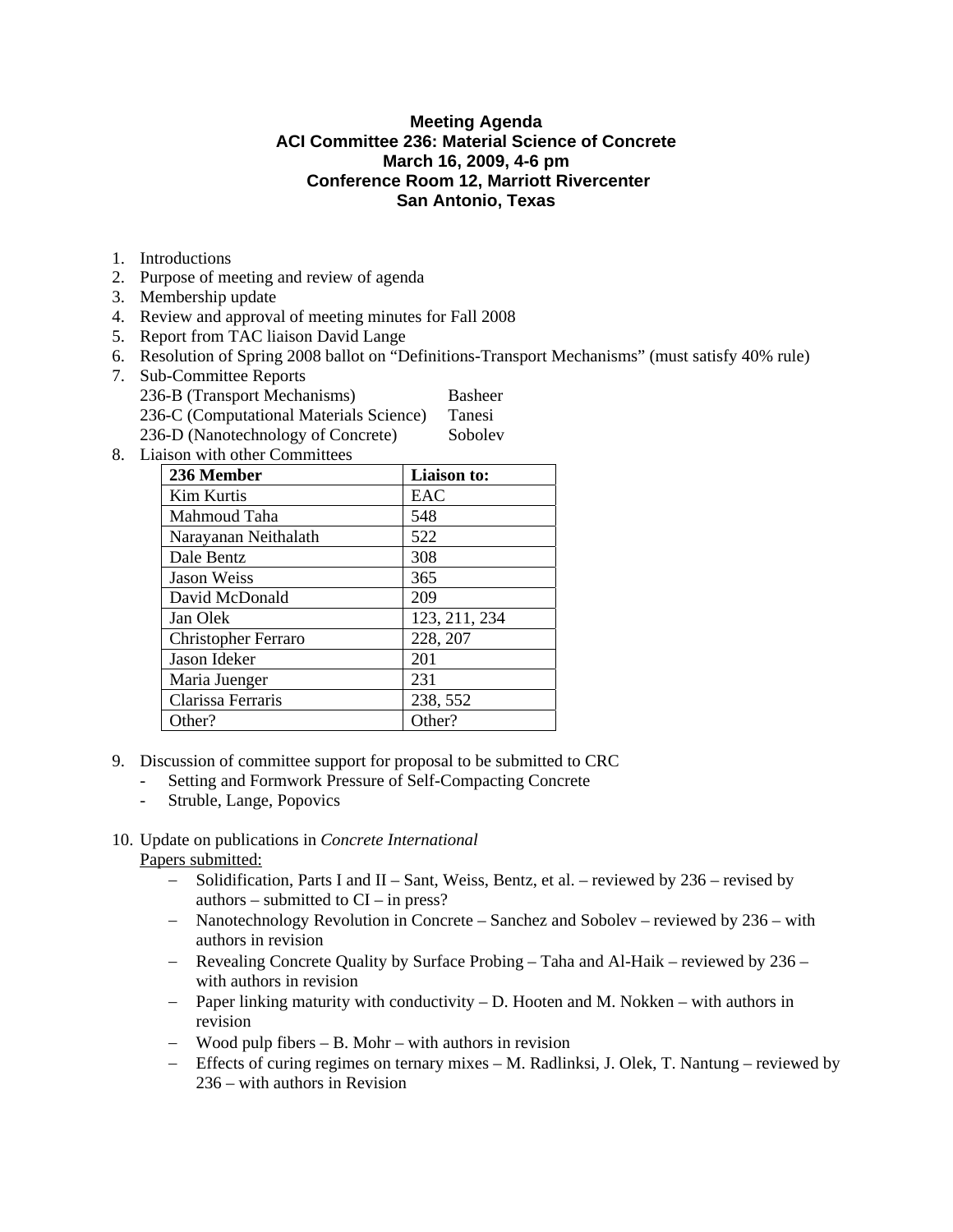**Meeting Agenda**
**ACI Committee 236: Material Science of Concrete**
**March 16, 2009, 4-6 pm**
**Conference Room 12, Marriott Rivercenter**
**San Antonio, Texas**

1. Introductions
2. Purpose of meeting and review of agenda
3. Membership update
4. Review and approval of meeting minutes for Fall 2008
5. Report from TAC liaison David Lange
6. Resolution of Spring 2008 ballot on "Definitions-Transport Mechanisms" (must satisfy 40% rule)
7. Sub-Committee Reports
   236-B (Transport Mechanisms) Basheer
   236-C (Computational Materials Science) Tanesi
   236-D (Nanotechnology of Concrete) Sobolev
8. Liaison with other Committees

| 236 Member | Liaison to: |
|---|---|
| Kim Kurtis | EAC |
| Mahmoud Taha | 548 |
| Narayanan Neithalath | 522 |
| Dale Bentz | 308 |
| Jason Weiss | 365 |
| David McDonald | 209 |
| Jan Olek | 123, 211, 234 |
| Christopher Ferraro | 228, 207 |
| Jason Ideker | 201 |
| Maria Juenger | 231 |
| Clarissa Ferraris | 238, 552 |
| Other? | Other? |

9. Discussion of committee support for proposal to be submitted to CRC
   - Setting and Formwork Pressure of Self-Compacting Concrete
   - Struble, Lange, Popovics

10. Update on publications in *Concrete International*
    Papers submitted:
    - Solidification, Parts I and II – Sant, Weiss, Bentz, et al. – reviewed by 236 – revised by authors – submitted to CI – in press?
    - Nanotechnology Revolution in Concrete – Sanchez and Sobolev – reviewed by 236 – with authors in revision
    - Revealing Concrete Quality by Surface Probing – Taha and Al-Haik – reviewed by 236 – with authors in revision
    - Paper linking maturity with conductivity – D. Hooten and M. Nokken – with authors in revision
    - Wood pulp fibers – B. Mohr – with authors in revision
    - Effects of curing regimes on ternary mixes – M. Radlinksi, J. Olek, T. Nantung – reviewed by 236 – with authors in Revision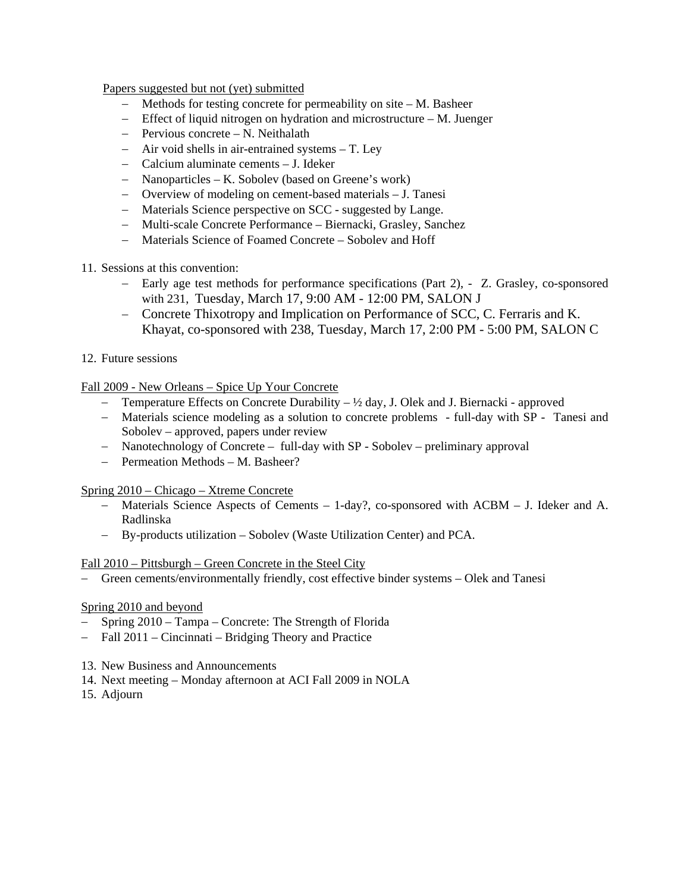Papers suggested but not (yet) submitted

- Methods for testing concrete for permeability on site – M. Basheer
- Effect of liquid nitrogen on hydration and microstructure – M. Juenger
- Pervious concrete – N. Neithalath
- Air void shells in air-entrained systems – T. Ley
- Calcium aluminate cements – J. Ideker
- Nanoparticles – K. Sobolev (based on Greene's work)
- Overview of modeling on cement-based materials – J. Tanesi
- Materials Science perspective on SCC - suggested by Lange.
- Multi-scale Concrete Performance – Biernacki, Grasley, Sanchez
- Materials Science of Foamed Concrete – Sobolev and Hoff

11. Sessions at this convention:
    - Early age test methods for performance specifications (Part 2), - Z. Grasley, co-sponsored with 231, Tuesday, March 17, 9:00 AM - 12:00 PM, SALON J
    - Concrete Thixotropy and Implication on Performance of SCC, C. Ferraris and K. Khayat, co-sponsored with 238, Tuesday, March 17, 2:00 PM - 5:00 PM, SALON C

12. Future sessions

Fall 2009 - New Orleans – Spice Up Your Concrete

- Temperature Effects on Concrete Durability – ½ day, J. Olek and J. Biernacki - approved
- Materials science modeling as a solution to concrete problems - full-day with SP - Tanesi and Sobolev – approved, papers under review
- Nanotechnology of Concrete – full-day with SP - Sobolev – preliminary approval
- Permeation Methods – M. Basheer?

Spring 2010 – Chicago – Xtreme Concrete

- Materials Science Aspects of Cements – 1-day?, co-sponsored with ACBM – J. Ideker and A. Radlinska
- By-products utilization – Sobolev (Waste Utilization Center) and PCA.

Fall 2010 – Pittsburgh – Green Concrete in the Steel City

- Green cements/environmentally friendly, cost effective binder systems – Olek and Tanesi

Spring 2010 and beyond

- Spring 2010 – Tampa – Concrete: The Strength of Florida
- Fall 2011 – Cincinnati – Bridging Theory and Practice

13. New Business and Announcements
14. Next meeting – Monday afternoon at ACI Fall 2009 in NOLA
15. Adjourn